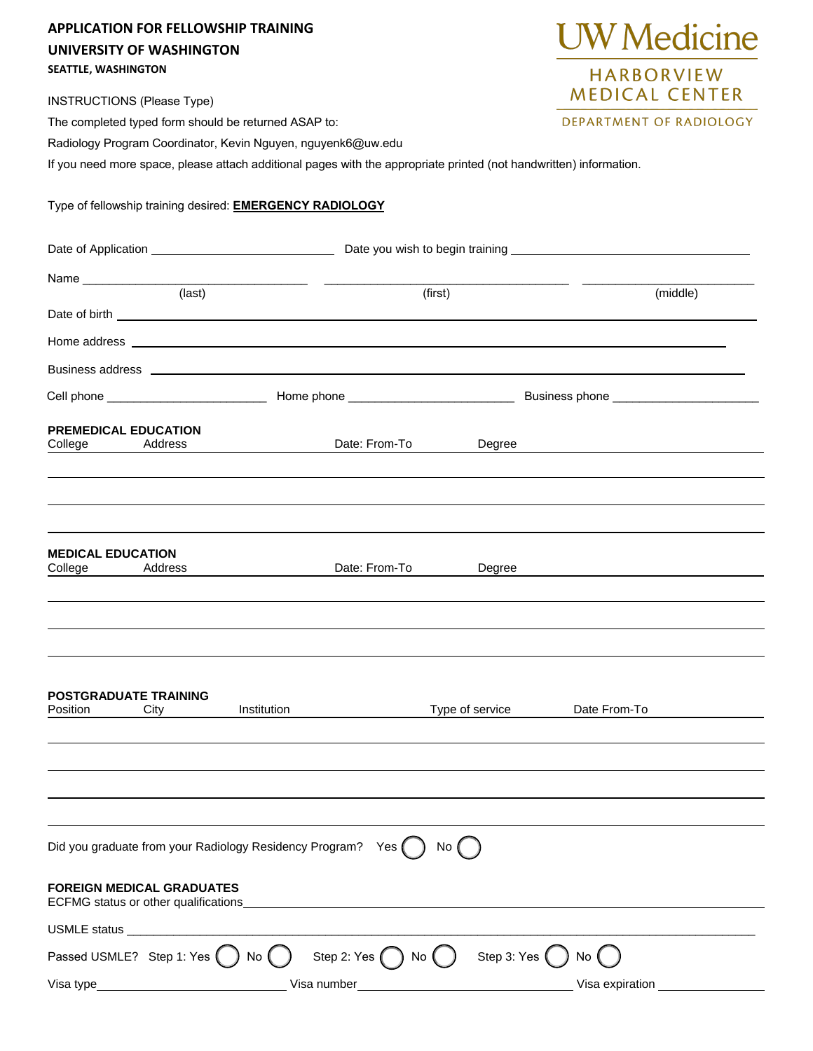# APPLICATION FOR FELLOWSHIP TRAINING

## UNIVERSITY OF WASHINGTON

**SEATTLE, WASHINGTON**

UW Medicine
HARBORVIEW MEDICAL CENTER
DEPARTMENT OF RADIOLOGY

INSTRUCTIONS (Please Type)

The completed typed form should be returned ASAP to:

Radiology Program Coordinator, Kevin Nguyen, nguyenk6@uw.edu

If you need more space, please attach additional pages with the appropriate printed (not handwritten) information.

Type of fellowship training desired: **EMERGENCY RADIOLOGY**

Date of Application ____________________ Date you wish to begin training ____________________

Name ____________________ ____________________ ____________________
(last) (first) (middle)

Date of birth ____________________

Home address ____________________

Business address ____________________

Cell phone ____________________ Home phone ____________________ Business phone ____________________

**PREMEDICAL EDUCATION**

| College | Address | Date: From-To | Degree |
|---|---|---|---|
| | | | |
| | | | |
| | | | |

**MEDICAL EDUCATION**

| College | Address | Date: From-To | Degree |
|---|---|---|---|
| | | | |
| | | | |
| | | | |

**POSTGRADUATE TRAINING**

| Position | City | Institution | Type of service | Date From-To |
|---|---|---|---|---|
| | | | | |
| | | | | |
| | | | | |
| | | | | |

Did you graduate from your Radiology Residency Program? Yes ◯ No ◯

**FOREIGN MEDICAL GRADUATES**

ECFMG status or other qualifications____________________

USMLE status ____________________

Passed USMLE? Step 1: Yes ◯ No ◯ Step 2: Yes ◯ No ◯ Step 3: Yes ◯ No ◯

Visa type____________________ Visa number____________________ Visa expiration ____________________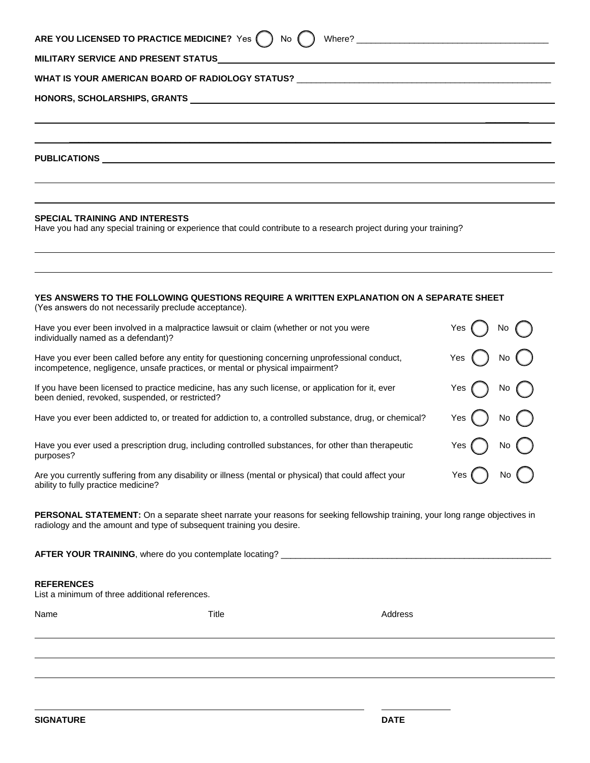**ARE YOU LICENSED TO PRACTICE MEDICINE?** Yes ( ) No ( ) Where? ______________________________________

**MILITARY SERVICE AND PRESENT STATUS** ______________________________________

**WHAT IS YOUR AMERICAN BOARD OF RADIOLOGY STATUS?** ______________________________________

**HONORS, SCHOLARSHIPS, GRANTS** ______________________________________

______________________________________

______________________________________

**PUBLICATIONS** ______________________________________

______________________________________

______________________________________

**SPECIAL TRAINING AND INTERESTS**
Have you had any special training or experience that could contribute to a research project during your training?

______________________________________

______________________________________

**YES ANSWERS TO THE FOLLOWING QUESTIONS REQUIRE A WRITTEN EXPLANATION ON A SEPARATE SHEET**
(Yes answers do not necessarily preclude acceptance).

| | |
|---|---|
| Have you ever been involved in a malpractice lawsuit or claim (whether or not you were individually named as a defendant)? | Yes ( ) No ( ) |
| Have you ever been called before any entity for questioning concerning unprofessional conduct, incompetence, negligence, unsafe practices, or mental or physical impairment? | Yes ( ) No ( ) |
| If you have been licensed to practice medicine, has any such license, or application for it, ever been denied, revoked, suspended, or restricted? | Yes ( ) No ( ) |
| Have you ever been addicted to, or treated for addiction to, a controlled substance, drug, or chemical? | Yes ( ) No ( ) |
| Have you ever used a prescription drug, including controlled substances, for other than therapeutic purposes? | Yes ( ) No ( ) |
| Are you currently suffering from any disability or illness (mental or physical) that could affect your ability to fully practice medicine? | Yes ( ) No ( ) |

**PERSONAL STATEMENT:** On a separate sheet narrate your reasons for seeking fellowship training, your long range objectives in radiology and the amount and type of subsequent training you desire.

**AFTER YOUR TRAINING**, where do you contemplate locating? ______________________________________

**REFERENCES**
List a minimum of three additional references.

| Name | Title | Address |
|---|---|---|
| | | |
| | | |
| | | |

______________________________________ ______________

**SIGNATURE** **DATE**